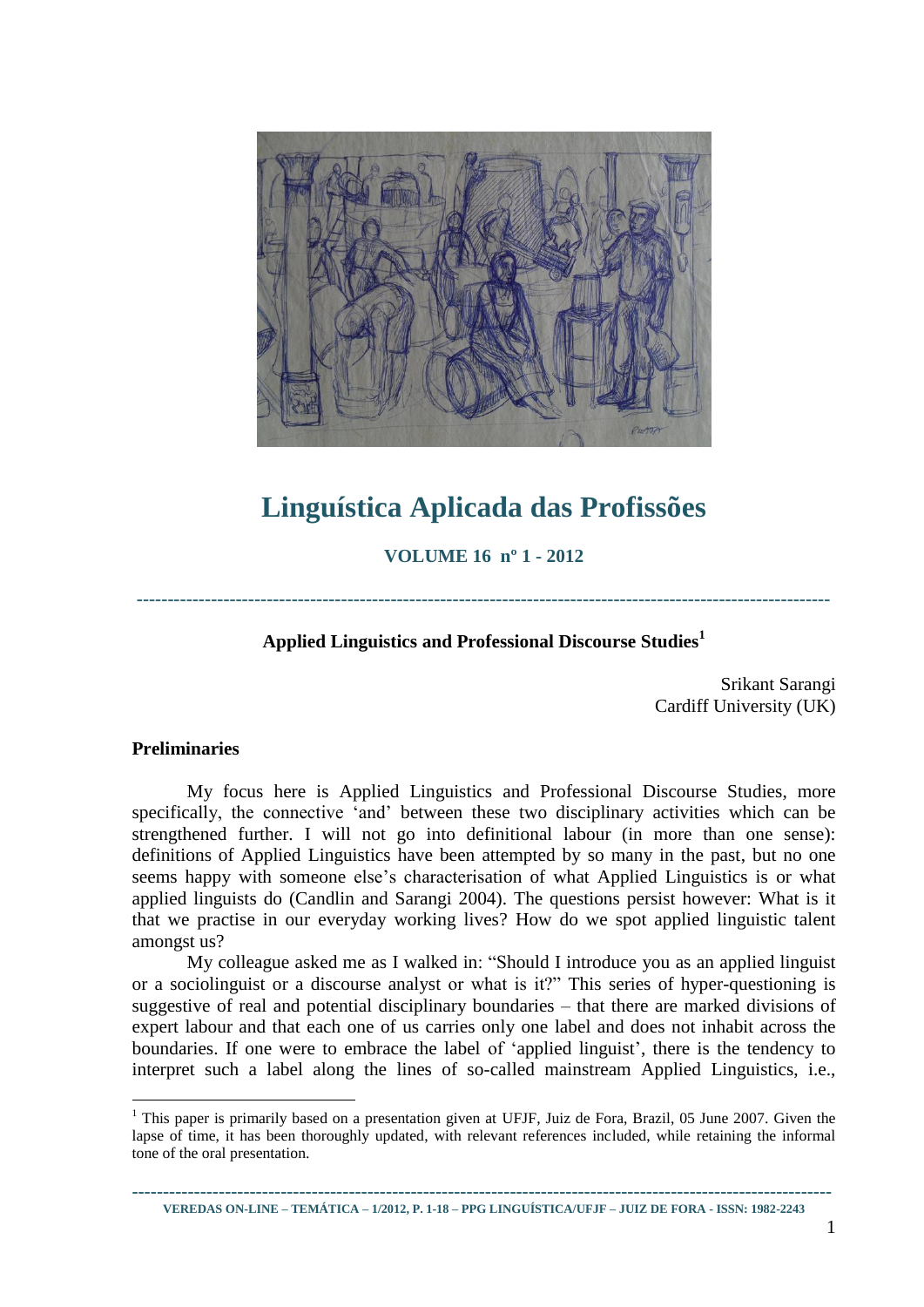# Linguística Aplicada das Profissões

**VOLUME 16 nº 1 - 2012**

---

## Applied Linguistics and Professional Discourse Studies[1]

Srikant Sarangi
Cardiff University (UK)

### Preliminaries

My focus here is Applied Linguistics and Professional Discourse Studies, more specifically, the connective 'and' between these two disciplinary activities which can be strengthened further. I will not go into definitional labour (in more than one sense): definitions of Applied Linguistics have been attempted by so many in the past, but no one seems happy with someone else's characterisation of what Applied Linguistics is or what applied linguists do (Candlin and Sarangi 2004). The questions persist however: What is it that we practise in our everyday working lives? How do we spot applied linguistic talent amongst us?

My colleague asked me as I walked in: "Should I introduce you as an applied linguist or a sociolinguist or a discourse analyst or what is it?" This series of hyper-questioning is suggestive of real and potential disciplinary boundaries – that there are marked divisions of expert labour and that each one of us carries only one label and does not inhabit across the boundaries. If one were to embrace the label of 'applied linguist', there is the tendency to interpret such a label along the lines of so-called mainstream Applied Linguistics, i.e.,

---

[1] This paper is primarily based on a presentation given at UFJF, Juiz de Fora, Brazil, 05 June 2007. Given the lapse of time, it has been thoroughly updated, with relevant references included, while retaining the informal tone of the oral presentation.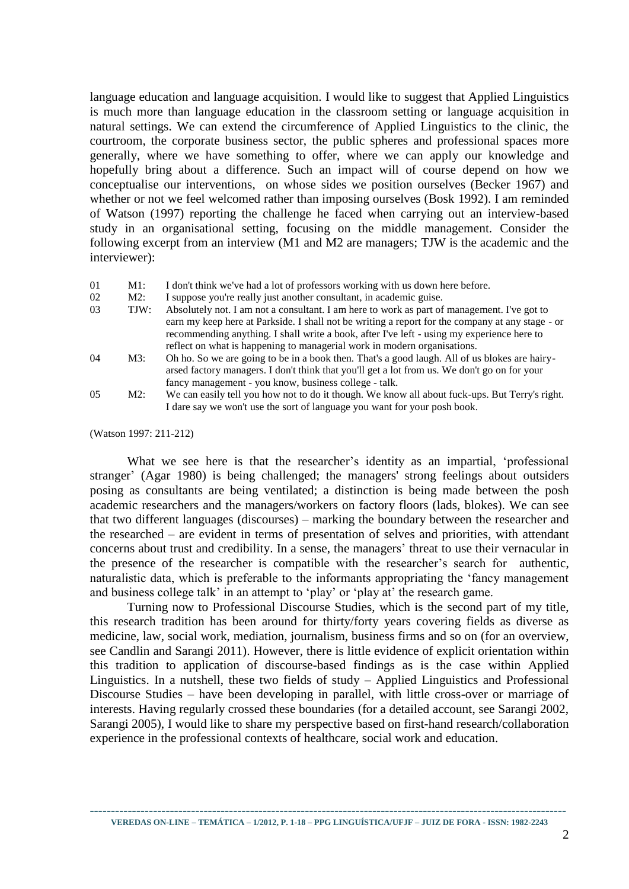language education and language acquisition. I would like to suggest that Applied Linguistics is much more than language education in the classroom setting or language acquisition in natural settings. We can extend the circumference of Applied Linguistics to the clinic, the courtroom, the corporate business sector, the public spheres and professional spaces more generally, where we have something to offer, where we can apply our knowledge and hopefully bring about a difference. Such an impact will of course depend on how we conceptualise our interventions, on whose sides we position ourselves (Becker 1967) and whether or not we feel welcomed rather than imposing ourselves (Bosk 1992). I am reminded of Watson (1997) reporting the challenge he faced when carrying out an interview-based study in an organisational setting, focusing on the middle management. Consider the following excerpt from an interview (M1 and M2 are managers; TJW is the academic and the interviewer):

| | | |
|---|---|---|
| 01 | M1: | I don't think we've had a lot of professors working with us down here before. |
| 02 | M2: | I suppose you're really just another consultant, in academic guise. |
| 03 | TJW: | Absolutely not. I am not a consultant. I am here to work as part of management. I've got to earn my keep here at Parkside. I shall not be writing a report for the company at any stage - or recommending anything. I shall write a book, after I've left - using my experience here to reflect on what is happening to managerial work in modern organisations. |
| 04 | M3: | Oh ho. So we are going to be in a book then. That's a good laugh. All of us blokes are hairy-arsed factory managers. I don't think that you'll get a lot from us. We don't go on for your fancy management - you know, business college - talk. |
| 05 | M2: | We can easily tell you how not to do it though. We know all about fuck-ups. But Terry's right. I dare say we won't use the sort of language you want for your posh book. |

(Watson 1997: 211-212)

What we see here is that the researcher's identity as an impartial, 'professional stranger' (Agar 1980) is being challenged; the managers' strong feelings about outsiders posing as consultants are being ventilated; a distinction is being made between the posh academic researchers and the managers/workers on factory floors (lads, blokes). We can see that two different languages (discourses) – marking the boundary between the researcher and the researched – are evident in terms of presentation of selves and priorities, with attendant concerns about trust and credibility. In a sense, the managers' threat to use their vernacular in the presence of the researcher is compatible with the researcher's search for authentic, naturalistic data, which is preferable to the informants appropriating the 'fancy management and business college talk' in an attempt to 'play' or 'play at' the research game.

Turning now to Professional Discourse Studies, which is the second part of my title, this research tradition has been around for thirty/forty years covering fields as diverse as medicine, law, social work, mediation, journalism, business firms and so on (for an overview, see Candlin and Sarangi 2011). However, there is little evidence of explicit orientation within this tradition to application of discourse-based findings as is the case within Applied Linguistics. In a nutshell, these two fields of study – Applied Linguistics and Professional Discourse Studies – have been developing in parallel, with little cross-over or marriage of interests. Having regularly crossed these boundaries (for a detailed account, see Sarangi 2002, Sarangi 2005), I would like to share my perspective based on first-hand research/collaboration experience in the professional contexts of healthcare, social work and education.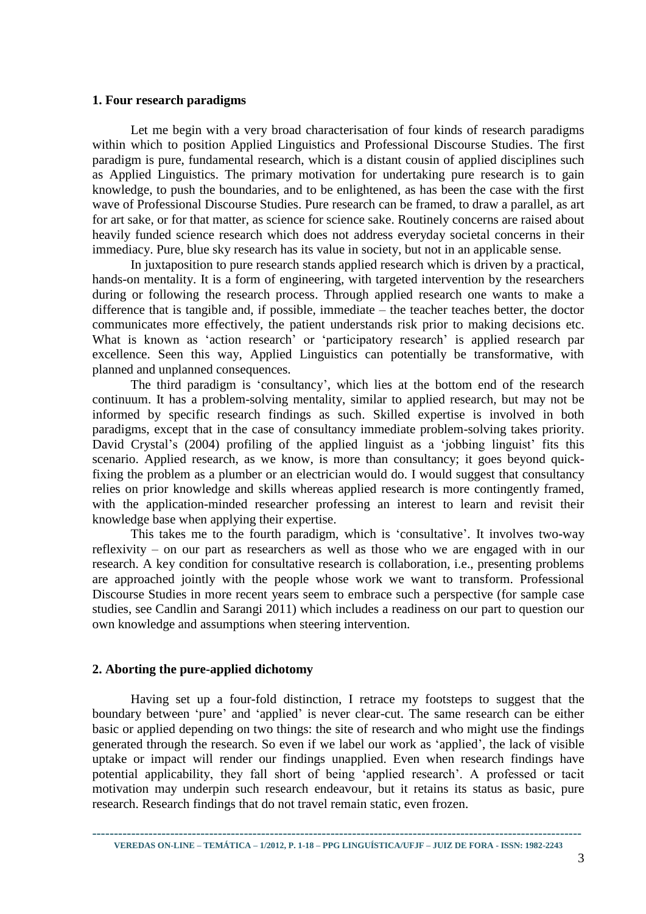## 1. Four research paradigms

Let me begin with a very broad characterisation of four kinds of research paradigms within which to position Applied Linguistics and Professional Discourse Studies. The first paradigm is pure, fundamental research, which is a distant cousin of applied disciplines such as Applied Linguistics. The primary motivation for undertaking pure research is to gain knowledge, to push the boundaries, and to be enlightened, as has been the case with the first wave of Professional Discourse Studies. Pure research can be framed, to draw a parallel, as art for art sake, or for that matter, as science for science sake. Routinely concerns are raised about heavily funded science research which does not address everyday societal concerns in their immediacy. Pure, blue sky research has its value in society, but not in an applicable sense.

In juxtaposition to pure research stands applied research which is driven by a practical, hands-on mentality. It is a form of engineering, with targeted intervention by the researchers during or following the research process. Through applied research one wants to make a difference that is tangible and, if possible, immediate – the teacher teaches better, the doctor communicates more effectively, the patient understands risk prior to making decisions etc. What is known as 'action research' or 'participatory research' is applied research par excellence. Seen this way, Applied Linguistics can potentially be transformative, with planned and unplanned consequences.

The third paradigm is 'consultancy', which lies at the bottom end of the research continuum. It has a problem-solving mentality, similar to applied research, but may not be informed by specific research findings as such. Skilled expertise is involved in both paradigms, except that in the case of consultancy immediate problem-solving takes priority. David Crystal's (2004) profiling of the applied linguist as a 'jobbing linguist' fits this scenario. Applied research, as we know, is more than consultancy; it goes beyond quick-fixing the problem as a plumber or an electrician would do. I would suggest that consultancy relies on prior knowledge and skills whereas applied research is more contingently framed, with the application-minded researcher professing an interest to learn and revisit their knowledge base when applying their expertise.

This takes me to the fourth paradigm, which is 'consultative'. It involves two-way reflexivity – on our part as researchers as well as those who we are engaged with in our research. A key condition for consultative research is collaboration, i.e., presenting problems are approached jointly with the people whose work we want to transform. Professional Discourse Studies in more recent years seem to embrace such a perspective (for sample case studies, see Candlin and Sarangi 2011) which includes a readiness on our part to question our own knowledge and assumptions when steering intervention.

## 2. Aborting the pure-applied dichotomy

Having set up a four-fold distinction, I retrace my footsteps to suggest that the boundary between 'pure' and 'applied' is never clear-cut. The same research can be either basic or applied depending on two things: the site of research and who might use the findings generated through the research. So even if we label our work as 'applied', the lack of visible uptake or impact will render our findings unapplied. Even when research findings have potential applicability, they fall short of being 'applied research'. A professed or tacit motivation may underpin such research endeavour, but it retains its status as basic, pure research. Research findings that do not travel remain static, even frozen.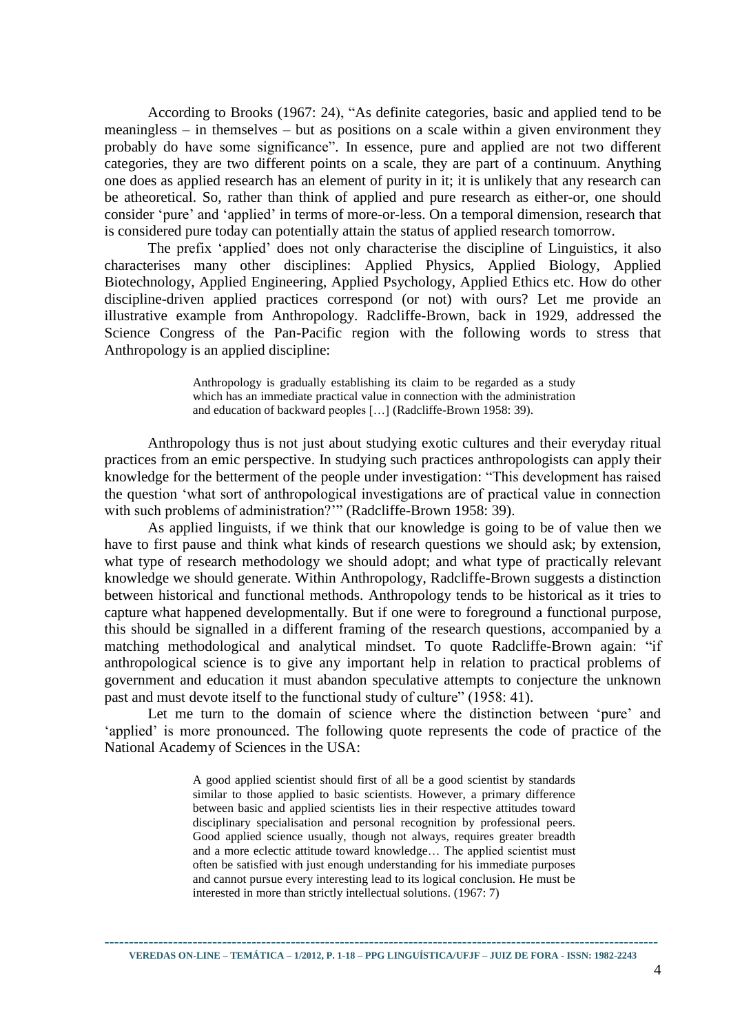According to Brooks (1967: 24), "As definite categories, basic and applied tend to be meaningless – in themselves – but as positions on a scale within a given environment they probably do have some significance". In essence, pure and applied are not two different categories, they are two different points on a scale, they are part of a continuum. Anything one does as applied research has an element of purity in it; it is unlikely that any research can be atheoretical. So, rather than think of applied and pure research as either-or, one should consider 'pure' and 'applied' in terms of more-or-less. On a temporal dimension, research that is considered pure today can potentially attain the status of applied research tomorrow.

The prefix 'applied' does not only characterise the discipline of Linguistics, it also characterises many other disciplines: Applied Physics, Applied Biology, Applied Biotechnology, Applied Engineering, Applied Psychology, Applied Ethics etc. How do other discipline-driven applied practices correspond (or not) with ours? Let me provide an illustrative example from Anthropology. Radcliffe-Brown, back in 1929, addressed the Science Congress of the Pan-Pacific region with the following words to stress that Anthropology is an applied discipline:

> Anthropology is gradually establishing its claim to be regarded as a study which has an immediate practical value in connection with the administration and education of backward peoples […] (Radcliffe-Brown 1958: 39).

Anthropology thus is not just about studying exotic cultures and their everyday ritual practices from an emic perspective. In studying such practices anthropologists can apply their knowledge for the betterment of the people under investigation: "This development has raised the question 'what sort of anthropological investigations are of practical value in connection with such problems of administration?'" (Radcliffe-Brown 1958: 39).

As applied linguists, if we think that our knowledge is going to be of value then we have to first pause and think what kinds of research questions we should ask; by extension, what type of research methodology we should adopt; and what type of practically relevant knowledge we should generate. Within Anthropology, Radcliffe-Brown suggests a distinction between historical and functional methods. Anthropology tends to be historical as it tries to capture what happened developmentally. But if one were to foreground a functional purpose, this should be signalled in a different framing of the research questions, accompanied by a matching methodological and analytical mindset. To quote Radcliffe-Brown again: "if anthropological science is to give any important help in relation to practical problems of government and education it must abandon speculative attempts to conjecture the unknown past and must devote itself to the functional study of culture" (1958: 41).

Let me turn to the domain of science where the distinction between 'pure' and 'applied' is more pronounced. The following quote represents the code of practice of the National Academy of Sciences in the USA:

> A good applied scientist should first of all be a good scientist by standards similar to those applied to basic scientists. However, a primary difference between basic and applied scientists lies in their respective attitudes toward disciplinary specialisation and personal recognition by professional peers. Good applied science usually, though not always, requires greater breadth and a more eclectic attitude toward knowledge… The applied scientist must often be satisfied with just enough understanding for his immediate purposes and cannot pursue every interesting lead to its logical conclusion. He must be interested in more than strictly intellectual solutions. (1967: 7)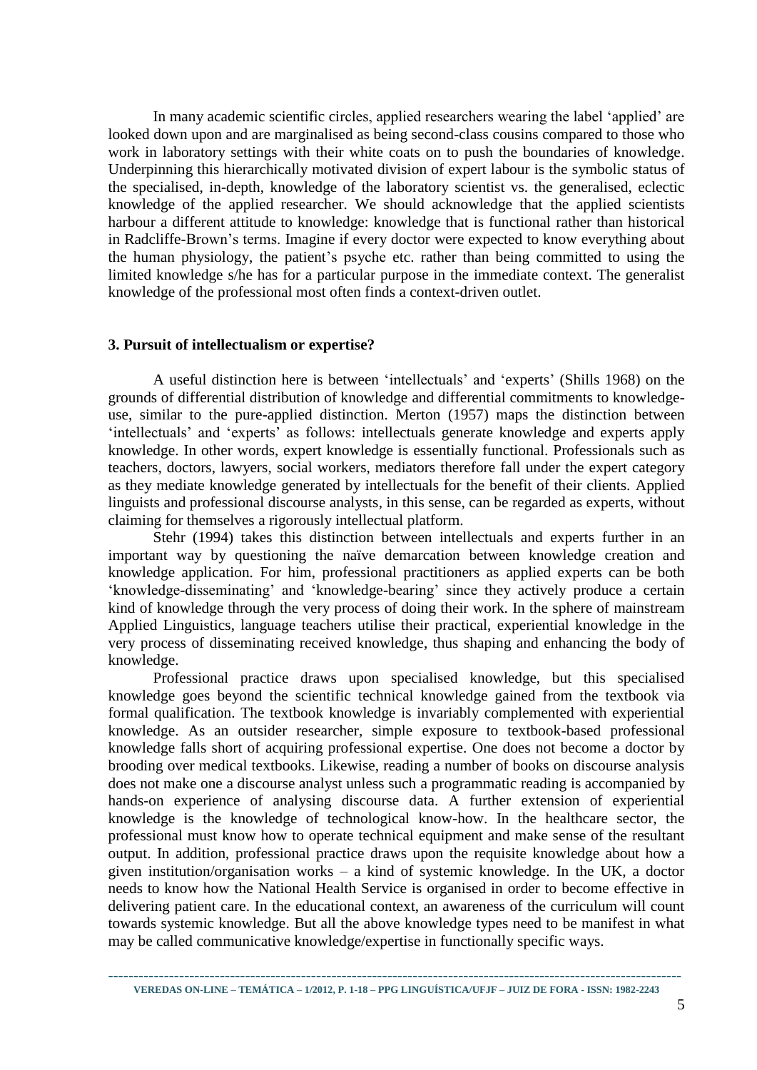In many academic scientific circles, applied researchers wearing the label 'applied' are looked down upon and are marginalised as being second-class cousins compared to those who work in laboratory settings with their white coats on to push the boundaries of knowledge. Underpinning this hierarchically motivated division of expert labour is the symbolic status of the specialised, in-depth, knowledge of the laboratory scientist vs. the generalised, eclectic knowledge of the applied researcher. We should acknowledge that the applied scientists harbour a different attitude to knowledge: knowledge that is functional rather than historical in Radcliffe-Brown's terms. Imagine if every doctor were expected to know everything about the human physiology, the patient's psyche etc. rather than being committed to using the limited knowledge s/he has for a particular purpose in the immediate context. The generalist knowledge of the professional most often finds a context-driven outlet.

## 3. Pursuit of intellectualism or expertise?

A useful distinction here is between 'intellectuals' and 'experts' (Shills 1968) on the grounds of differential distribution of knowledge and differential commitments to knowledge-use, similar to the pure-applied distinction. Merton (1957) maps the distinction between 'intellectuals' and 'experts' as follows: intellectuals generate knowledge and experts apply knowledge. In other words, expert knowledge is essentially functional. Professionals such as teachers, doctors, lawyers, social workers, mediators therefore fall under the expert category as they mediate knowledge generated by intellectuals for the benefit of their clients. Applied linguists and professional discourse analysts, in this sense, can be regarded as experts, without claiming for themselves a rigorously intellectual platform.

Stehr (1994) takes this distinction between intellectuals and experts further in an important way by questioning the naïve demarcation between knowledge creation and knowledge application. For him, professional practitioners as applied experts can be both 'knowledge-disseminating' and 'knowledge-bearing' since they actively produce a certain kind of knowledge through the very process of doing their work. In the sphere of mainstream Applied Linguistics, language teachers utilise their practical, experiential knowledge in the very process of disseminating received knowledge, thus shaping and enhancing the body of knowledge.

Professional practice draws upon specialised knowledge, but this specialised knowledge goes beyond the scientific technical knowledge gained from the textbook via formal qualification. The textbook knowledge is invariably complemented with experiential knowledge. As an outsider researcher, simple exposure to textbook-based professional knowledge falls short of acquiring professional expertise. One does not become a doctor by brooding over medical textbooks. Likewise, reading a number of books on discourse analysis does not make one a discourse analyst unless such a programmatic reading is accompanied by hands-on experience of analysing discourse data. A further extension of experiential knowledge is the knowledge of technological know-how. In the healthcare sector, the professional must know how to operate technical equipment and make sense of the resultant output. In addition, professional practice draws upon the requisite knowledge about how a given institution/organisation works – a kind of systemic knowledge. In the UK, a doctor needs to know how the National Health Service is organised in order to become effective in delivering patient care. In the educational context, an awareness of the curriculum will count towards systemic knowledge. But all the above knowledge types need to be manifest in what may be called communicative knowledge/expertise in functionally specific ways.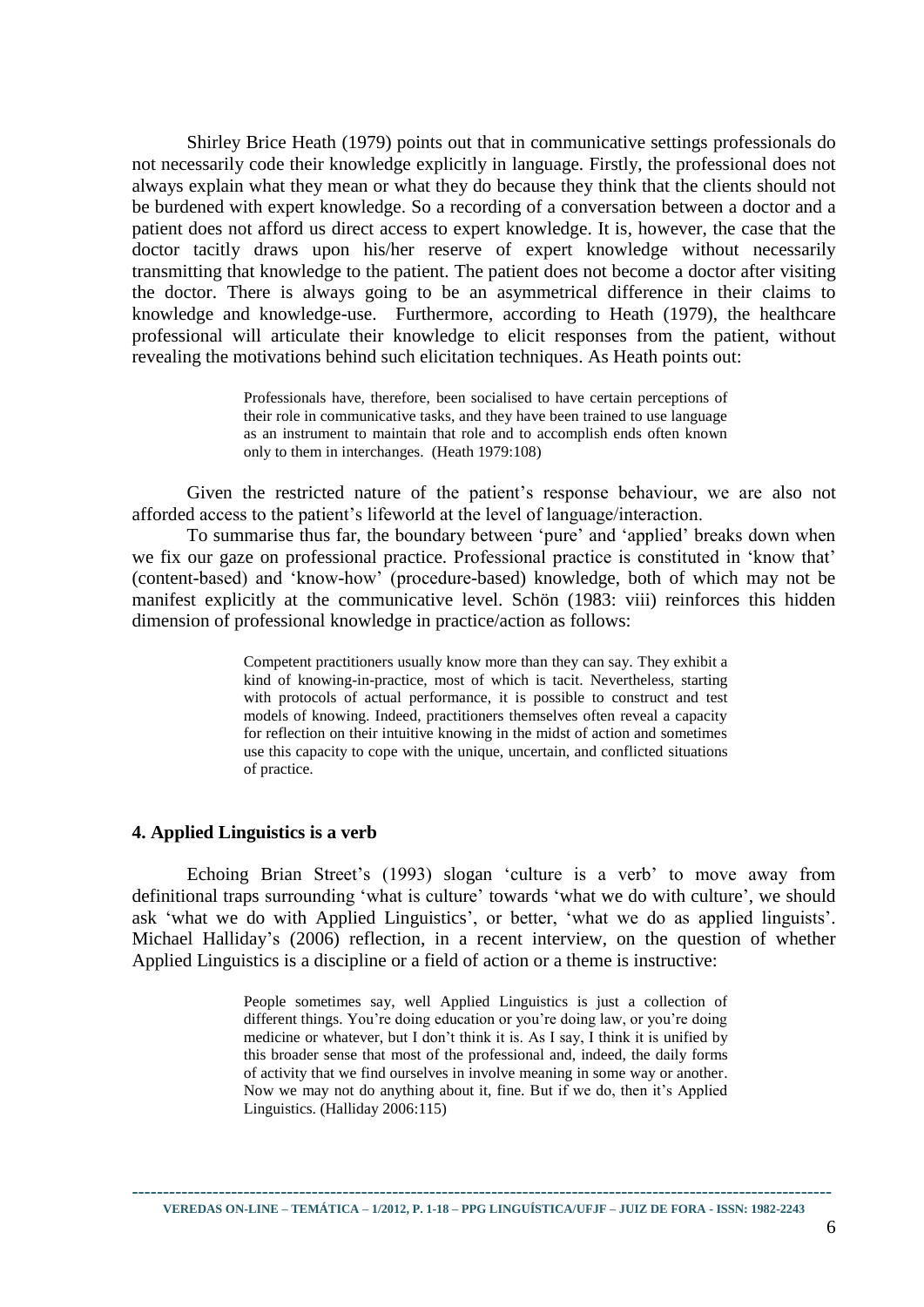Shirley Brice Heath (1979) points out that in communicative settings professionals do not necessarily code their knowledge explicitly in language. Firstly, the professional does not always explain what they mean or what they do because they think that the clients should not be burdened with expert knowledge. So a recording of a conversation between a doctor and a patient does not afford us direct access to expert knowledge. It is, however, the case that the doctor tacitly draws upon his/her reserve of expert knowledge without necessarily transmitting that knowledge to the patient. The patient does not become a doctor after visiting the doctor. There is always going to be an asymmetrical difference in their claims to knowledge and knowledge-use. Furthermore, according to Heath (1979), the healthcare professional will articulate their knowledge to elicit responses from the patient, without revealing the motivations behind such elicitation techniques. As Heath points out:

> Professionals have, therefore, been socialised to have certain perceptions of their role in communicative tasks, and they have been trained to use language as an instrument to maintain that role and to accomplish ends often known only to them in interchanges. (Heath 1979:108)

Given the restricted nature of the patient's response behaviour, we are also not afforded access to the patient's lifeworld at the level of language/interaction.

To summarise thus far, the boundary between 'pure' and 'applied' breaks down when we fix our gaze on professional practice. Professional practice is constituted in 'know that' (content-based) and 'know-how' (procedure-based) knowledge, both of which may not be manifest explicitly at the communicative level. Schön (1983: viii) reinforces this hidden dimension of professional knowledge in practice/action as follows:

> Competent practitioners usually know more than they can say. They exhibit a kind of knowing-in-practice, most of which is tacit. Nevertheless, starting with protocols of actual performance, it is possible to construct and test models of knowing. Indeed, practitioners themselves often reveal a capacity for reflection on their intuitive knowing in the midst of action and sometimes use this capacity to cope with the unique, uncertain, and conflicted situations of practice.

## 4. Applied Linguistics is a verb

Echoing Brian Street's (1993) slogan 'culture is a verb' to move away from definitional traps surrounding 'what is culture' towards 'what we do with culture', we should ask 'what we do with Applied Linguistics', or better, 'what we do as applied linguists'. Michael Halliday's (2006) reflection, in a recent interview, on the question of whether Applied Linguistics is a discipline or a field of action or a theme is instructive:

> People sometimes say, well Applied Linguistics is just a collection of different things. You're doing education or you're doing law, or you're doing medicine or whatever, but I don't think it is. As I say, I think it is unified by this broader sense that most of the professional and, indeed, the daily forms of activity that we find ourselves in involve meaning in some way or another. Now we may not do anything about it, fine. But if we do, then it's Applied Linguistics. (Halliday 2006:115)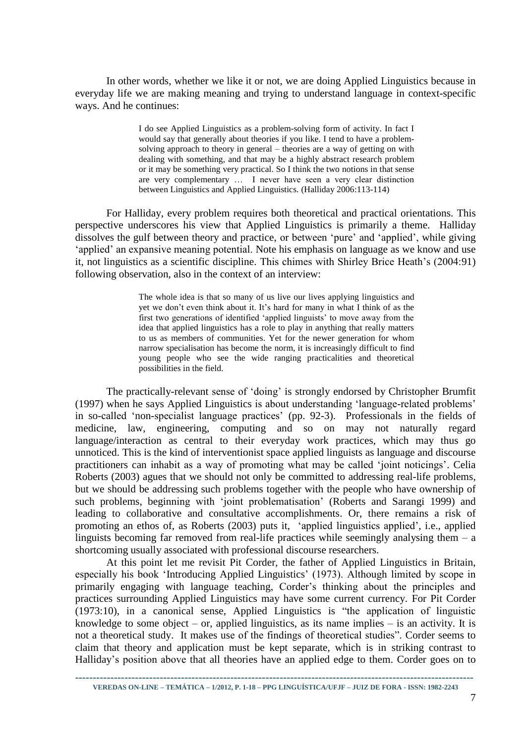In other words, whether we like it or not, we are doing Applied Linguistics because in everyday life we are making meaning and trying to understand language in context-specific ways. And he continues:

> I do see Applied Linguistics as a problem-solving form of activity. In fact I would say that generally about theories if you like. I tend to have a problem-solving approach to theory in general – theories are a way of getting on with dealing with something, and that may be a highly abstract research problem or it may be something very practical. So I think the two notions in that sense are very complementary … I never have seen a very clear distinction between Linguistics and Applied Linguistics. (Halliday 2006:113-114)

For Halliday, every problem requires both theoretical and practical orientations. This perspective underscores his view that Applied Linguistics is primarily a theme. Halliday dissolves the gulf between theory and practice, or between 'pure' and 'applied', while giving 'applied' an expansive meaning potential. Note his emphasis on language as we know and use it, not linguistics as a scientific discipline. This chimes with Shirley Brice Heath's (2004:91) following observation, also in the context of an interview:

> The whole idea is that so many of us live our lives applying linguistics and yet we don't even think about it. It's hard for many in what I think of as the first two generations of identified 'applied linguists' to move away from the idea that applied linguistics has a role to play in anything that really matters to us as members of communities. Yet for the newer generation for whom narrow specialisation has become the norm, it is increasingly difficult to find young people who see the wide ranging practicalities and theoretical possibilities in the field.

The practically-relevant sense of 'doing' is strongly endorsed by Christopher Brumfit (1997) when he says Applied Linguistics is about understanding 'language-related problems' in so-called 'non-specialist language practices' (pp. 92-3). Professionals in the fields of medicine, law, engineering, computing and so on may not naturally regard language/interaction as central to their everyday work practices, which may thus go unnoticed. This is the kind of interventionist space applied linguists as language and discourse practitioners can inhabit as a way of promoting what may be called 'joint noticings'. Celia Roberts (2003) agues that we should not only be committed to addressing real-life problems, but we should be addressing such problems together with the people who have ownership of such problems, beginning with 'joint problematisation' (Roberts and Sarangi 1999) and leading to collaborative and consultative accomplishments. Or, there remains a risk of promoting an ethos of, as Roberts (2003) puts it, 'applied linguistics applied', i.e., applied linguists becoming far removed from real-life practices while seemingly analysing them – a shortcoming usually associated with professional discourse researchers.

At this point let me revisit Pit Corder, the father of Applied Linguistics in Britain, especially his book 'Introducing Applied Linguistics' (1973). Although limited by scope in primarily engaging with language teaching, Corder's thinking about the principles and practices surrounding Applied Linguistics may have some current currency. For Pit Corder (1973:10), in a canonical sense, Applied Linguistics is "the application of linguistic knowledge to some object – or, applied linguistics, as its name implies – is an activity. It is not a theoretical study. It makes use of the findings of theoretical studies". Corder seems to claim that theory and application must be kept separate, which is in striking contrast to Halliday's position above that all theories have an applied edge to them. Corder goes on to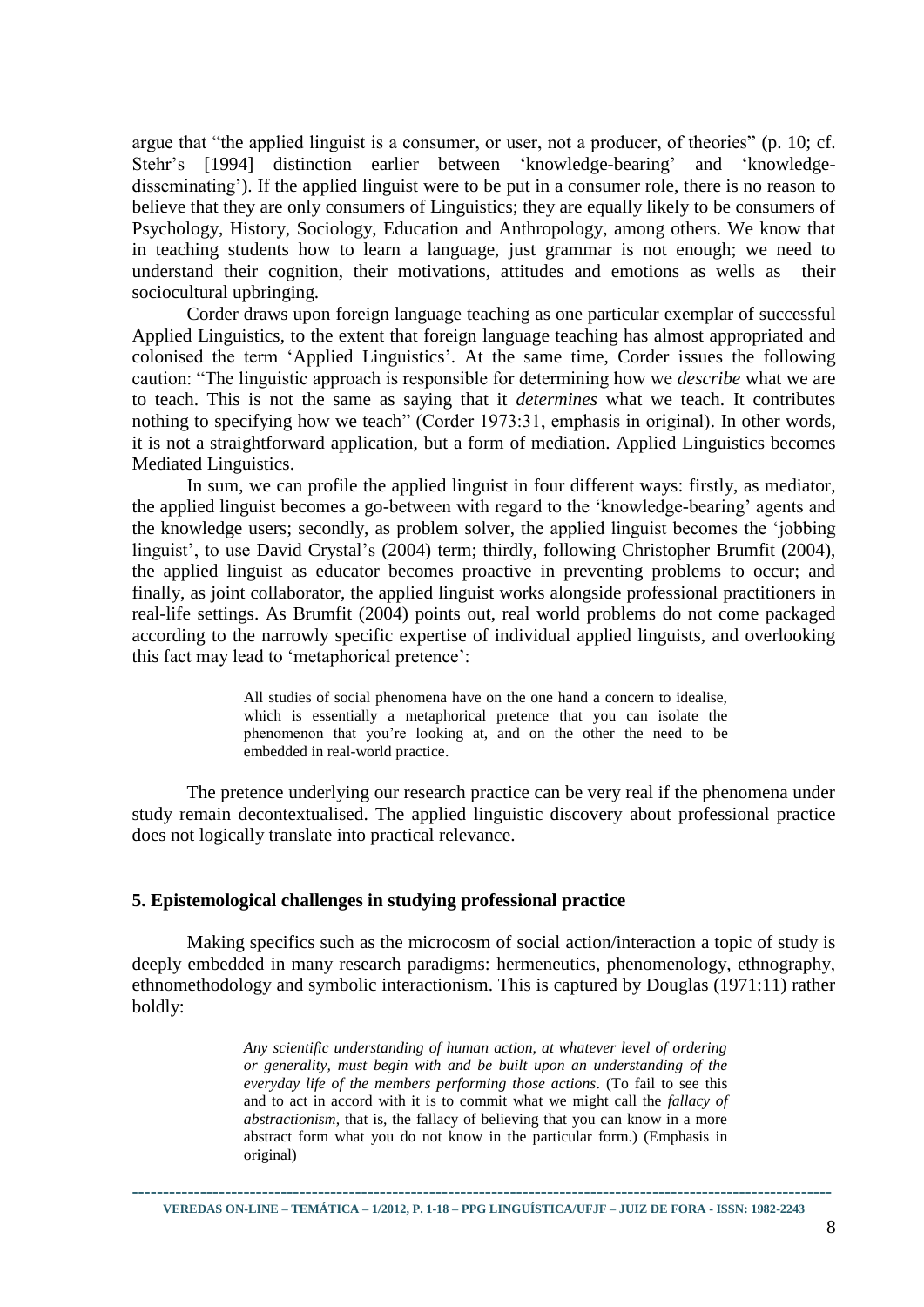argue that "the applied linguist is a consumer, or user, not a producer, of theories" (p. 10; cf. Stehr's [1994] distinction earlier between 'knowledge-bearing' and 'knowledge-disseminating'). If the applied linguist were to be put in a consumer role, there is no reason to believe that they are only consumers of Linguistics; they are equally likely to be consumers of Psychology, History, Sociology, Education and Anthropology, among others. We know that in teaching students how to learn a language, just grammar is not enough; we need to understand their cognition, their motivations, attitudes and emotions as wells as their sociocultural upbringing.

Corder draws upon foreign language teaching as one particular exemplar of successful Applied Linguistics, to the extent that foreign language teaching has almost appropriated and colonised the term 'Applied Linguistics'. At the same time, Corder issues the following caution: "The linguistic approach is responsible for determining how we *describe* what we are to teach. This is not the same as saying that it *determines* what we teach. It contributes nothing to specifying how we teach" (Corder 1973:31, emphasis in original). In other words, it is not a straightforward application, but a form of mediation. Applied Linguistics becomes Mediated Linguistics.

In sum, we can profile the applied linguist in four different ways: firstly, as mediator, the applied linguist becomes a go-between with regard to the 'knowledge-bearing' agents and the knowledge users; secondly, as problem solver, the applied linguist becomes the 'jobbing linguist', to use David Crystal's (2004) term; thirdly, following Christopher Brumfit (2004), the applied linguist as educator becomes proactive in preventing problems to occur; and finally, as joint collaborator, the applied linguist works alongside professional practitioners in real-life settings. As Brumfit (2004) points out, real world problems do not come packaged according to the narrowly specific expertise of individual applied linguists, and overlooking this fact may lead to 'metaphorical pretence':

> All studies of social phenomena have on the one hand a concern to idealise, which is essentially a metaphorical pretence that you can isolate the phenomenon that you're looking at, and on the other the need to be embedded in real-world practice.

The pretence underlying our research practice can be very real if the phenomena under study remain decontextualised. The applied linguistic discovery about professional practice does not logically translate into practical relevance.

## 5. Epistemological challenges in studying professional practice

Making specifics such as the microcosm of social action/interaction a topic of study is deeply embedded in many research paradigms: hermeneutics, phenomenology, ethnography, ethnomethodology and symbolic interactionism. This is captured by Douglas (1971:11) rather boldly:

> *Any scientific understanding of human action, at whatever level of ordering or generality, must begin with and be built upon an understanding of the everyday life of the members performing those actions*. (To fail to see this and to act in accord with it is to commit what we might call the *fallacy of abstractionism*, that is, the fallacy of believing that you can know in a more abstract form what you do not know in the particular form.) (Emphasis in original)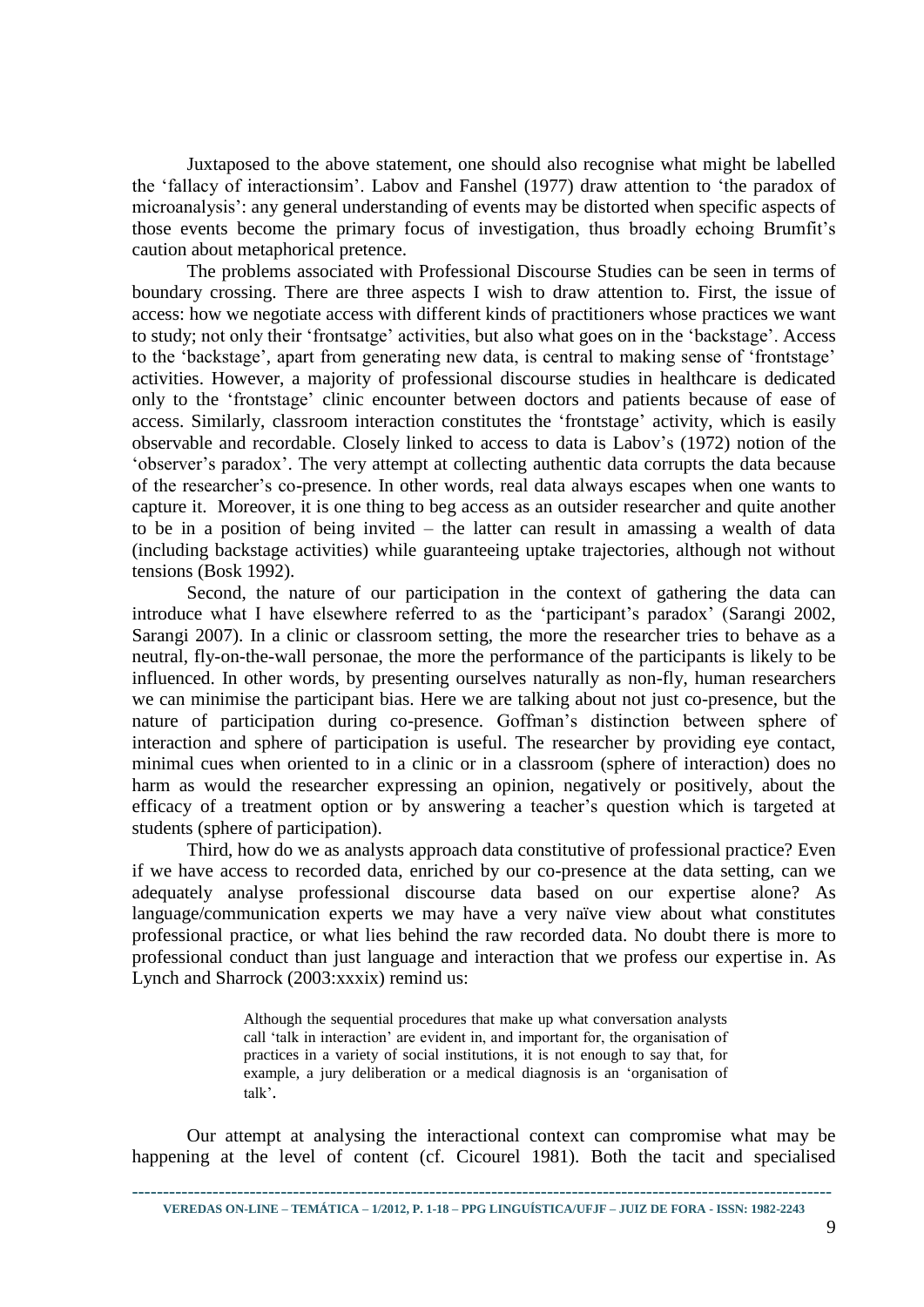Juxtaposed to the above statement, one should also recognise what might be labelled the 'fallacy of interactionsim'. Labov and Fanshel (1977) draw attention to 'the paradox of microanalysis': any general understanding of events may be distorted when specific aspects of those events become the primary focus of investigation, thus broadly echoing Brumfit's caution about metaphorical pretence.

The problems associated with Professional Discourse Studies can be seen in terms of boundary crossing. There are three aspects I wish to draw attention to. First, the issue of access: how we negotiate access with different kinds of practitioners whose practices we want to study; not only their 'frontsatge' activities, but also what goes on in the 'backstage'. Access to the 'backstage', apart from generating new data, is central to making sense of 'frontstage' activities. However, a majority of professional discourse studies in healthcare is dedicated only to the 'frontstage' clinic encounter between doctors and patients because of ease of access. Similarly, classroom interaction constitutes the 'frontstage' activity, which is easily observable and recordable. Closely linked to access to data is Labov's (1972) notion of the 'observer's paradox'. The very attempt at collecting authentic data corrupts the data because of the researcher's co-presence. In other words, real data always escapes when one wants to capture it. Moreover, it is one thing to beg access as an outsider researcher and quite another to be in a position of being invited – the latter can result in amassing a wealth of data (including backstage activities) while guaranteeing uptake trajectories, although not without tensions (Bosk 1992).

Second, the nature of our participation in the context of gathering the data can introduce what I have elsewhere referred to as the 'participant's paradox' (Sarangi 2002, Sarangi 2007). In a clinic or classroom setting, the more the researcher tries to behave as a neutral, fly-on-the-wall personae, the more the performance of the participants is likely to be influenced. In other words, by presenting ourselves naturally as non-fly, human researchers we can minimise the participant bias. Here we are talking about not just co-presence, but the nature of participation during co-presence. Goffman's distinction between sphere of interaction and sphere of participation is useful. The researcher by providing eye contact, minimal cues when oriented to in a clinic or in a classroom (sphere of interaction) does no harm as would the researcher expressing an opinion, negatively or positively, about the efficacy of a treatment option or by answering a teacher's question which is targeted at students (sphere of participation).

Third, how do we as analysts approach data constitutive of professional practice? Even if we have access to recorded data, enriched by our co-presence at the data setting, can we adequately analyse professional discourse data based on our expertise alone? As language/communication experts we may have a very naïve view about what constitutes professional practice, or what lies behind the raw recorded data. No doubt there is more to professional conduct than just language and interaction that we profess our expertise in. As Lynch and Sharrock (2003:xxxix) remind us:

> Although the sequential procedures that make up what conversation analysts call 'talk in interaction' are evident in, and important for, the organisation of practices in a variety of social institutions, it is not enough to say that, for example, a jury deliberation or a medical diagnosis is an 'organisation of talk'.

Our attempt at analysing the interactional context can compromise what may be happening at the level of content (cf. Cicourel 1981). Both the tacit and specialised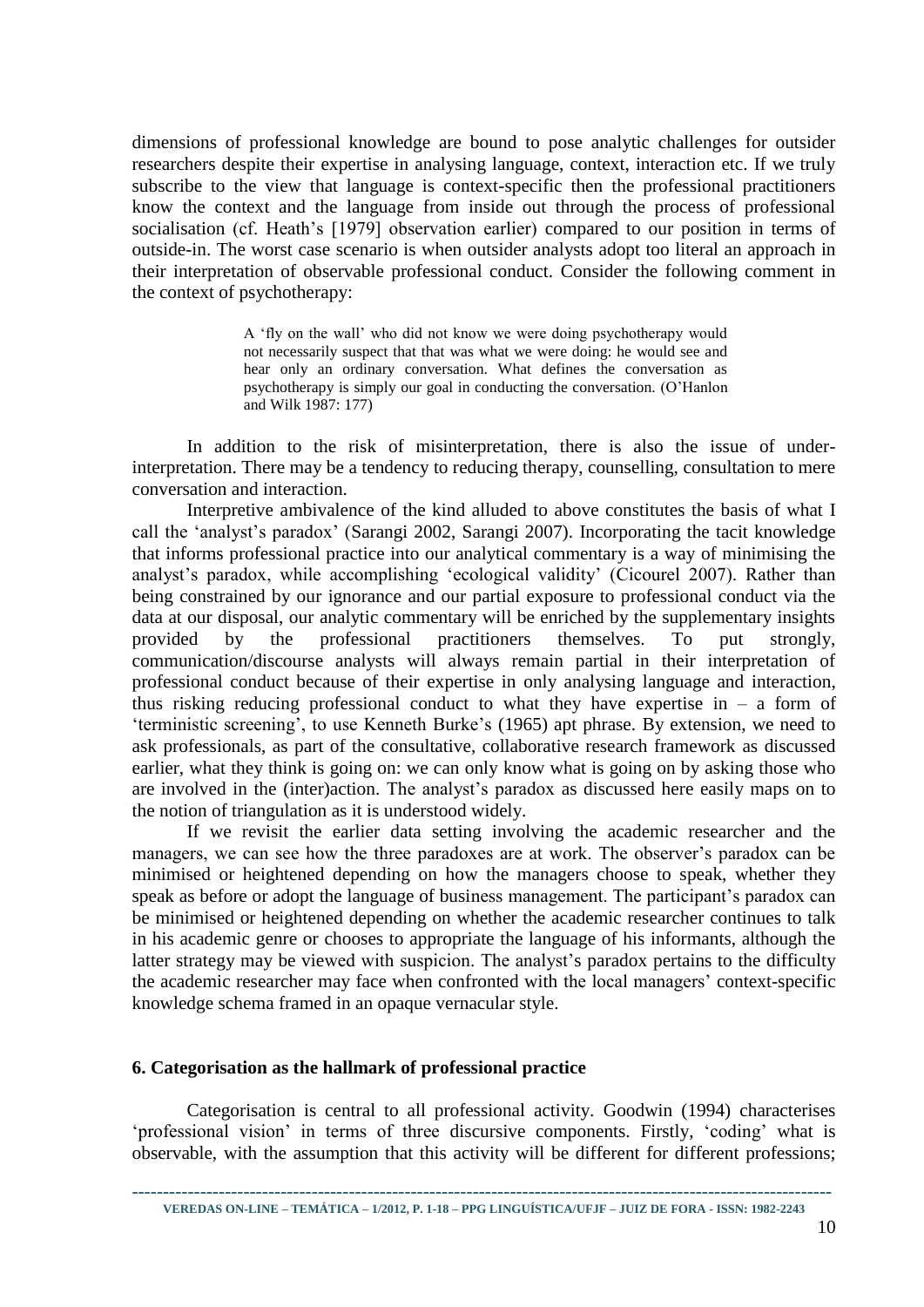dimensions of professional knowledge are bound to pose analytic challenges for outsider researchers despite their expertise in analysing language, context, interaction etc. If we truly subscribe to the view that language is context-specific then the professional practitioners know the context and the language from inside out through the process of professional socialisation (cf. Heath's [1979] observation earlier) compared to our position in terms of outside-in. The worst case scenario is when outsider analysts adopt too literal an approach in their interpretation of observable professional conduct. Consider the following comment in the context of psychotherapy:

> A 'fly on the wall' who did not know we were doing psychotherapy would not necessarily suspect that that was what we were doing: he would see and hear only an ordinary conversation. What defines the conversation as psychotherapy is simply our goal in conducting the conversation. (O'Hanlon and Wilk 1987: 177)

In addition to the risk of misinterpretation, there is also the issue of under-interpretation. There may be a tendency to reducing therapy, counselling, consultation to mere conversation and interaction.

Interpretive ambivalence of the kind alluded to above constitutes the basis of what I call the 'analyst's paradox' (Sarangi 2002, Sarangi 2007). Incorporating the tacit knowledge that informs professional practice into our analytical commentary is a way of minimising the analyst's paradox, while accomplishing 'ecological validity' (Cicourel 2007). Rather than being constrained by our ignorance and our partial exposure to professional conduct via the data at our disposal, our analytic commentary will be enriched by the supplementary insights provided by the professional practitioners themselves. To put strongly, communication/discourse analysts will always remain partial in their interpretation of professional conduct because of their expertise in only analysing language and interaction, thus risking reducing professional conduct to what they have expertise in – a form of 'terministic screening', to use Kenneth Burke's (1965) apt phrase. By extension, we need to ask professionals, as part of the consultative, collaborative research framework as discussed earlier, what they think is going on: we can only know what is going on by asking those who are involved in the (inter)action. The analyst's paradox as discussed here easily maps on to the notion of triangulation as it is understood widely.

If we revisit the earlier data setting involving the academic researcher and the managers, we can see how the three paradoxes are at work. The observer's paradox can be minimised or heightened depending on how the managers choose to speak, whether they speak as before or adopt the language of business management. The participant's paradox can be minimised or heightened depending on whether the academic researcher continues to talk in his academic genre or chooses to appropriate the language of his informants, although the latter strategy may be viewed with suspicion. The analyst's paradox pertains to the difficulty the academic researcher may face when confronted with the local managers' context-specific knowledge schema framed in an opaque vernacular style.

## 6. Categorisation as the hallmark of professional practice

Categorisation is central to all professional activity. Goodwin (1994) characterises 'professional vision' in terms of three discursive components. Firstly, 'coding' what is observable, with the assumption that this activity will be different for different professions;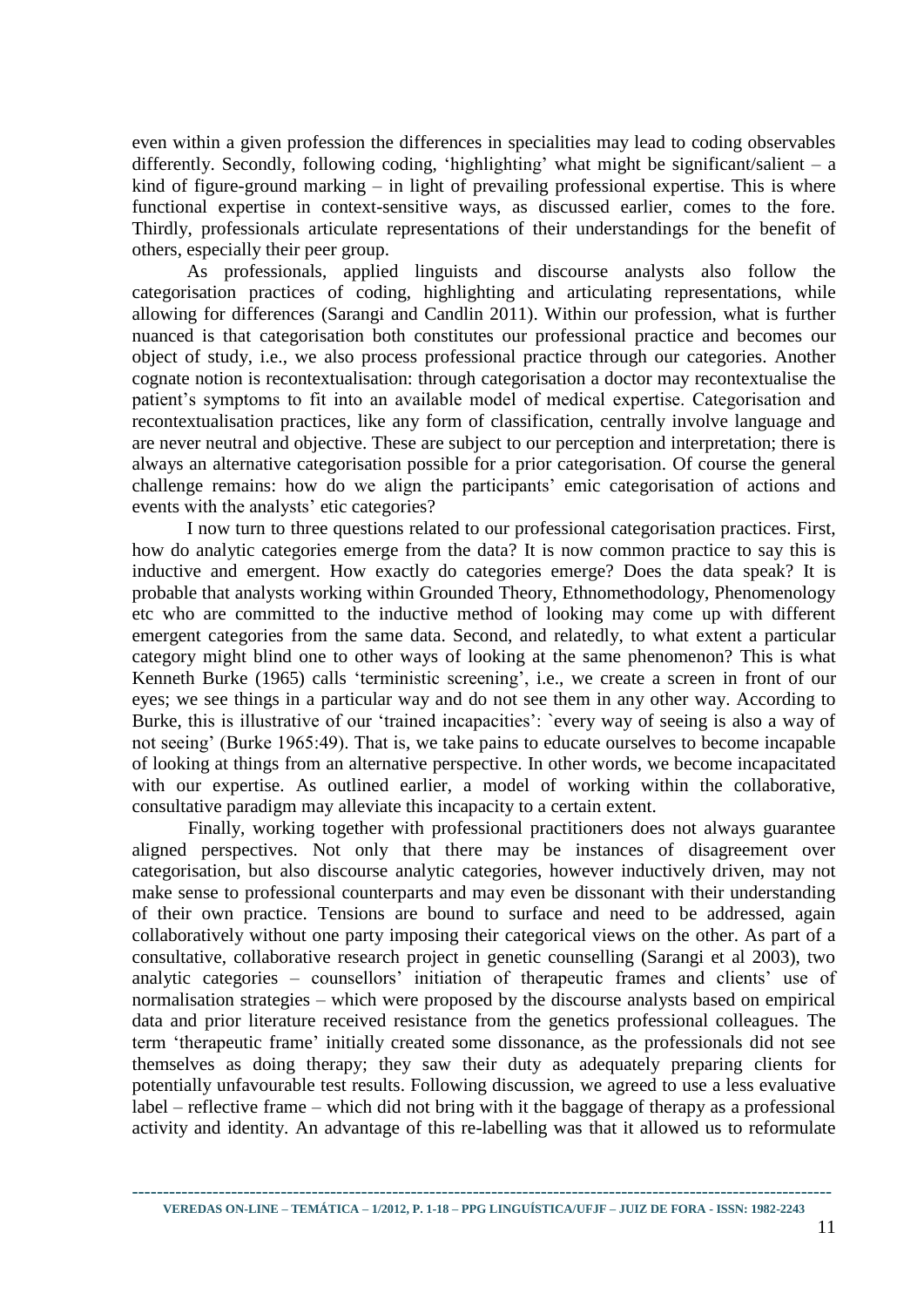even within a given profession the differences in specialities may lead to coding observables differently. Secondly, following coding, 'highlighting' what might be significant/salient – a kind of figure-ground marking – in light of prevailing professional expertise. This is where functional expertise in context-sensitive ways, as discussed earlier, comes to the fore. Thirdly, professionals articulate representations of their understandings for the benefit of others, especially their peer group.

As professionals, applied linguists and discourse analysts also follow the categorisation practices of coding, highlighting and articulating representations, while allowing for differences (Sarangi and Candlin 2011). Within our profession, what is further nuanced is that categorisation both constitutes our professional practice and becomes our object of study, i.e., we also process professional practice through our categories. Another cognate notion is recontextualisation: through categorisation a doctor may recontextualise the patient's symptoms to fit into an available model of medical expertise. Categorisation and recontextualisation practices, like any form of classification, centrally involve language and are never neutral and objective. These are subject to our perception and interpretation; there is always an alternative categorisation possible for a prior categorisation. Of course the general challenge remains: how do we align the participants' emic categorisation of actions and events with the analysts' etic categories?

I now turn to three questions related to our professional categorisation practices. First, how do analytic categories emerge from the data? It is now common practice to say this is inductive and emergent. How exactly do categories emerge? Does the data speak? It is probable that analysts working within Grounded Theory, Ethnomethodology, Phenomenology etc who are committed to the inductive method of looking may come up with different emergent categories from the same data. Second, and relatedly, to what extent a particular category might blind one to other ways of looking at the same phenomenon? This is what Kenneth Burke (1965) calls 'terministic screening', i.e., we create a screen in front of our eyes; we see things in a particular way and do not see them in any other way. According to Burke, this is illustrative of our 'trained incapacities': `every way of seeing is also a way of not seeing' (Burke 1965:49). That is, we take pains to educate ourselves to become incapable of looking at things from an alternative perspective. In other words, we become incapacitated with our expertise. As outlined earlier, a model of working within the collaborative, consultative paradigm may alleviate this incapacity to a certain extent.

Finally, working together with professional practitioners does not always guarantee aligned perspectives. Not only that there may be instances of disagreement over categorisation, but also discourse analytic categories, however inductively driven, may not make sense to professional counterparts and may even be dissonant with their understanding of their own practice. Tensions are bound to surface and need to be addressed, again collaboratively without one party imposing their categorical views on the other. As part of a consultative, collaborative research project in genetic counselling (Sarangi et al 2003), two analytic categories – counsellors' initiation of therapeutic frames and clients' use of normalisation strategies – which were proposed by the discourse analysts based on empirical data and prior literature received resistance from the genetics professional colleagues. The term 'therapeutic frame' initially created some dissonance, as the professionals did not see themselves as doing therapy; they saw their duty as adequately preparing clients for potentially unfavourable test results. Following discussion, we agreed to use a less evaluative label – reflective frame – which did not bring with it the baggage of therapy as a professional activity and identity. An advantage of this re-labelling was that it allowed us to reformulate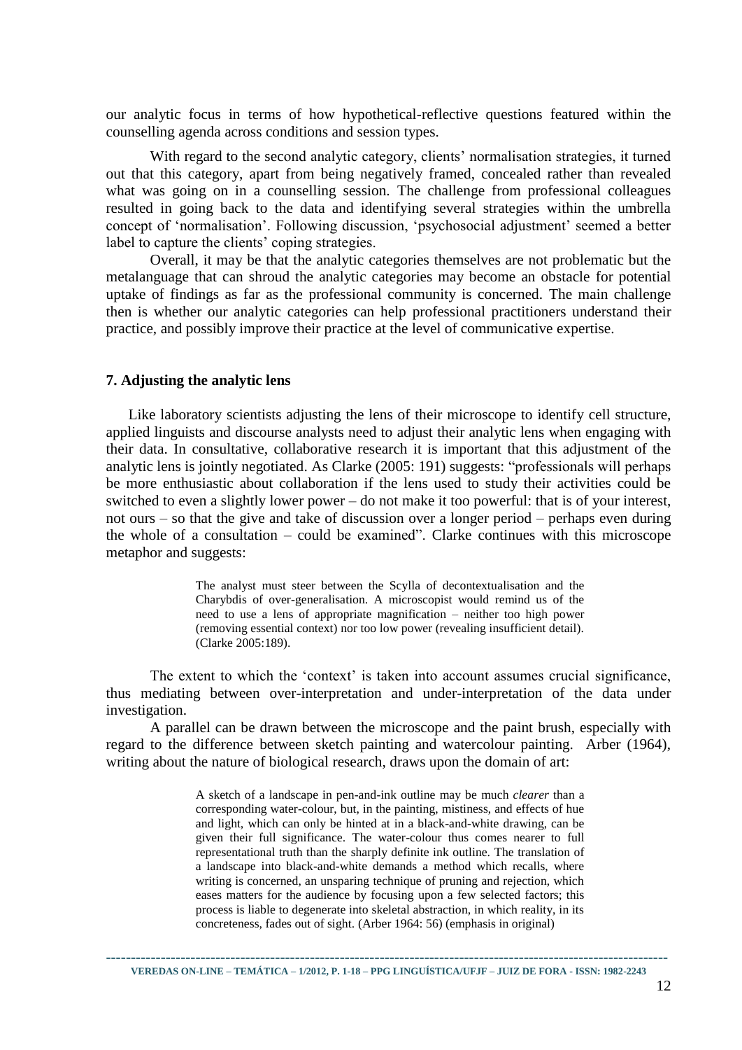our analytic focus in terms of how hypothetical-reflective questions featured within the counselling agenda across conditions and session types.

With regard to the second analytic category, clients' normalisation strategies, it turned out that this category, apart from being negatively framed, concealed rather than revealed what was going on in a counselling session. The challenge from professional colleagues resulted in going back to the data and identifying several strategies within the umbrella concept of 'normalisation'. Following discussion, 'psychosocial adjustment' seemed a better label to capture the clients' coping strategies.

Overall, it may be that the analytic categories themselves are not problematic but the metalanguage that can shroud the analytic categories may become an obstacle for potential uptake of findings as far as the professional community is concerned. The main challenge then is whether our analytic categories can help professional practitioners understand their practice, and possibly improve their practice at the level of communicative expertise.

### 7. Adjusting the analytic lens

Like laboratory scientists adjusting the lens of their microscope to identify cell structure, applied linguists and discourse analysts need to adjust their analytic lens when engaging with their data. In consultative, collaborative research it is important that this adjustment of the analytic lens is jointly negotiated. As Clarke (2005: 191) suggests: "professionals will perhaps be more enthusiastic about collaboration if the lens used to study their activities could be switched to even a slightly lower power – do not make it too powerful: that is of your interest, not ours – so that the give and take of discussion over a longer period – perhaps even during the whole of a consultation – could be examined". Clarke continues with this microscope metaphor and suggests:

> The analyst must steer between the Scylla of decontextualisation and the Charybdis of over-generalisation. A microscopist would remind us of the need to use a lens of appropriate magnification – neither too high power (removing essential context) nor too low power (revealing insufficient detail). (Clarke 2005:189).

The extent to which the 'context' is taken into account assumes crucial significance, thus mediating between over-interpretation and under-interpretation of the data under investigation.

A parallel can be drawn between the microscope and the paint brush, especially with regard to the difference between sketch painting and watercolour painting. Arber (1964), writing about the nature of biological research, draws upon the domain of art:

> A sketch of a landscape in pen-and-ink outline may be much *clearer* than a corresponding water-colour, but, in the painting, mistiness, and effects of hue and light, which can only be hinted at in a black-and-white drawing, can be given their full significance. The water-colour thus comes nearer to full representational truth than the sharply definite ink outline. The translation of a landscape into black-and-white demands a method which recalls, where writing is concerned, an unsparing technique of pruning and rejection, which eases matters for the audience by focusing upon a few selected factors; this process is liable to degenerate into skeletal abstraction, in which reality, in its concreteness, fades out of sight. (Arber 1964: 56) (emphasis in original)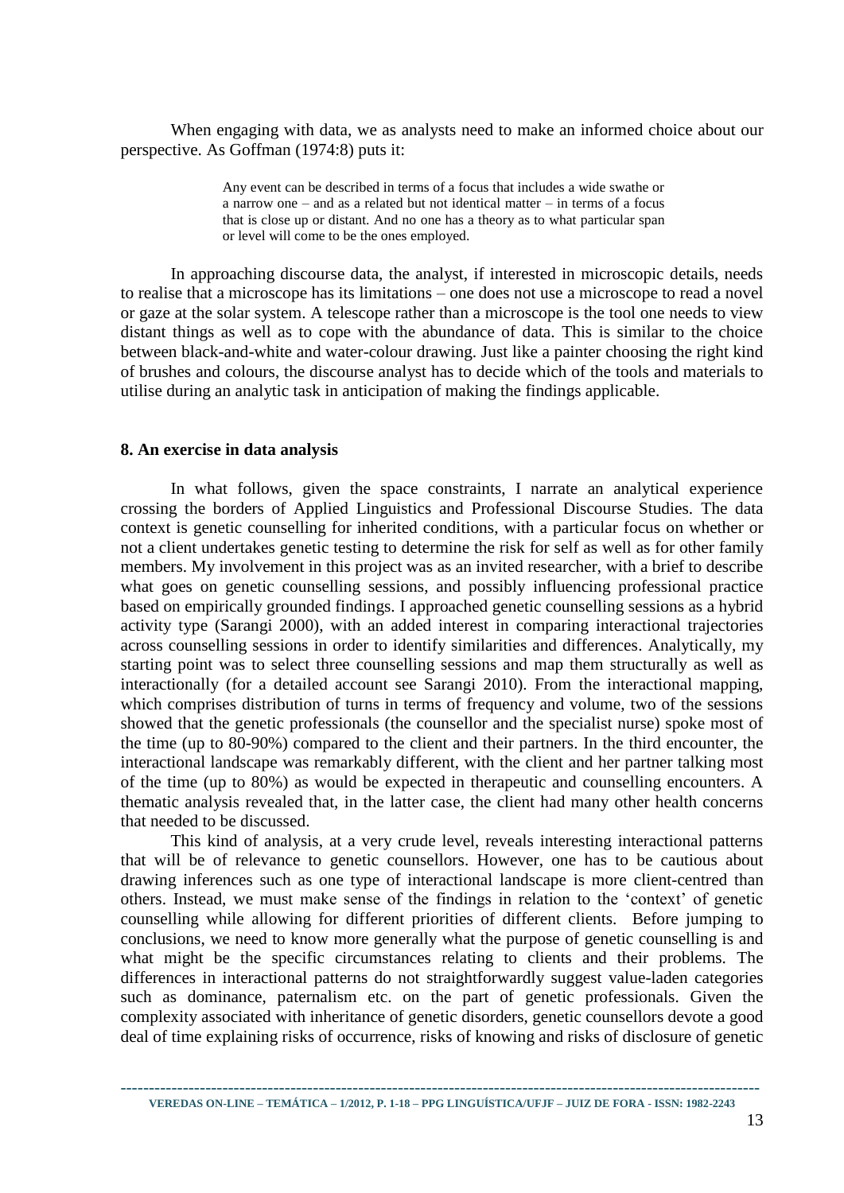When engaging with data, we as analysts need to make an informed choice about our perspective. As Goffman (1974:8) puts it:

> Any event can be described in terms of a focus that includes a wide swathe or a narrow one – and as a related but not identical matter – in terms of a focus that is close up or distant. And no one has a theory as to what particular span or level will come to be the ones employed.

In approaching discourse data, the analyst, if interested in microscopic details, needs to realise that a microscope has its limitations – one does not use a microscope to read a novel or gaze at the solar system. A telescope rather than a microscope is the tool one needs to view distant things as well as to cope with the abundance of data. This is similar to the choice between black-and-white and water-colour drawing. Just like a painter choosing the right kind of brushes and colours, the discourse analyst has to decide which of the tools and materials to utilise during an analytic task in anticipation of making the findings applicable.

## 8. An exercise in data analysis

In what follows, given the space constraints, I narrate an analytical experience crossing the borders of Applied Linguistics and Professional Discourse Studies. The data context is genetic counselling for inherited conditions, with a particular focus on whether or not a client undertakes genetic testing to determine the risk for self as well as for other family members. My involvement in this project was as an invited researcher, with a brief to describe what goes on genetic counselling sessions, and possibly influencing professional practice based on empirically grounded findings. I approached genetic counselling sessions as a hybrid activity type (Sarangi 2000), with an added interest in comparing interactional trajectories across counselling sessions in order to identify similarities and differences. Analytically, my starting point was to select three counselling sessions and map them structurally as well as interactionally (for a detailed account see Sarangi 2010). From the interactional mapping, which comprises distribution of turns in terms of frequency and volume, two of the sessions showed that the genetic professionals (the counsellor and the specialist nurse) spoke most of the time (up to 80-90%) compared to the client and their partners. In the third encounter, the interactional landscape was remarkably different, with the client and her partner talking most of the time (up to 80%) as would be expected in therapeutic and counselling encounters. A thematic analysis revealed that, in the latter case, the client had many other health concerns that needed to be discussed.

This kind of analysis, at a very crude level, reveals interesting interactional patterns that will be of relevance to genetic counsellors. However, one has to be cautious about drawing inferences such as one type of interactional landscape is more client-centred than others. Instead, we must make sense of the findings in relation to the 'context' of genetic counselling while allowing for different priorities of different clients. Before jumping to conclusions, we need to know more generally what the purpose of genetic counselling is and what might be the specific circumstances relating to clients and their problems. The differences in interactional patterns do not straightforwardly suggest value-laden categories such as dominance, paternalism etc. on the part of genetic professionals. Given the complexity associated with inheritance of genetic disorders, genetic counsellors devote a good deal of time explaining risks of occurrence, risks of knowing and risks of disclosure of genetic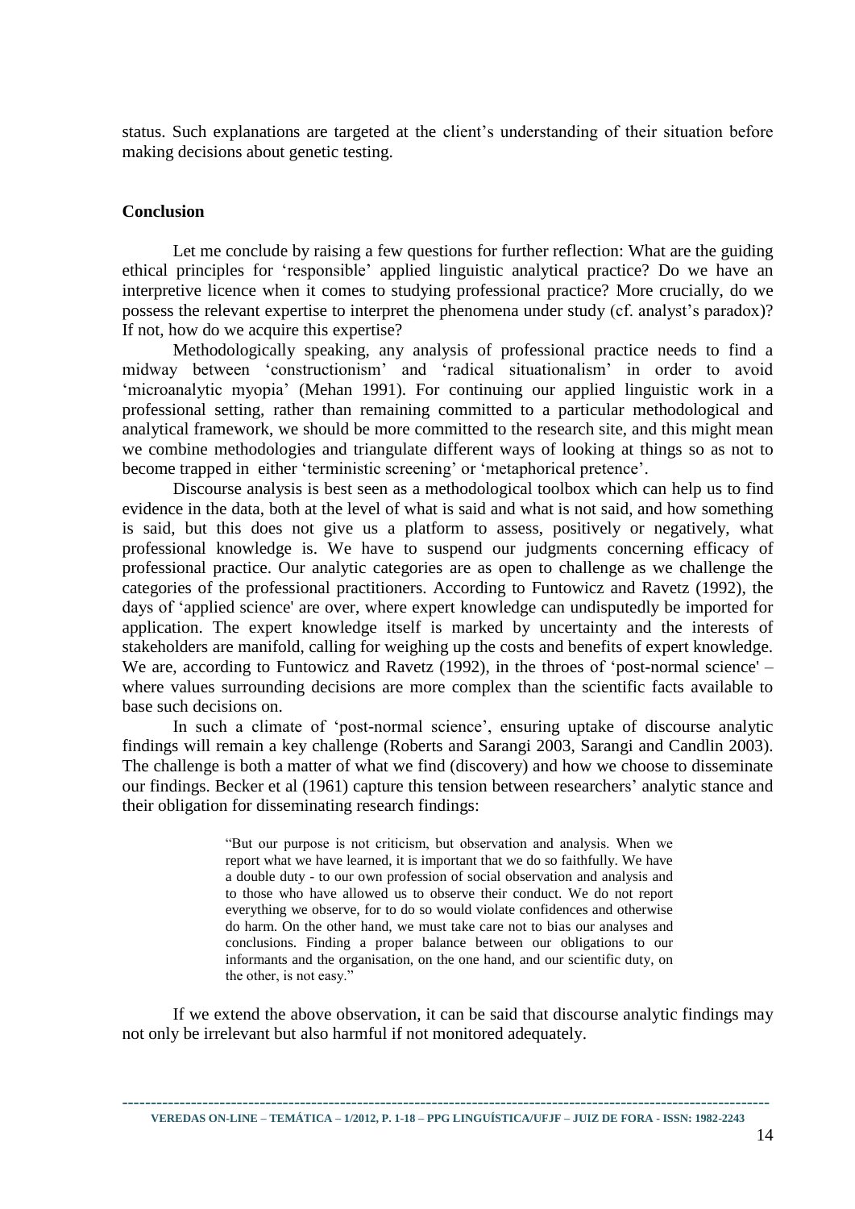status. Such explanations are targeted at the client's understanding of their situation before making decisions about genetic testing.

## Conclusion

Let me conclude by raising a few questions for further reflection: What are the guiding ethical principles for 'responsible' applied linguistic analytical practice? Do we have an interpretive licence when it comes to studying professional practice? More crucially, do we possess the relevant expertise to interpret the phenomena under study (cf. analyst's paradox)? If not, how do we acquire this expertise?

Methodologically speaking, any analysis of professional practice needs to find a midway between 'constructionism' and 'radical situationalism' in order to avoid 'microanalytic myopia' (Mehan 1991). For continuing our applied linguistic work in a professional setting, rather than remaining committed to a particular methodological and analytical framework, we should be more committed to the research site, and this might mean we combine methodologies and triangulate different ways of looking at things so as not to become trapped in either 'terministic screening' or 'metaphorical pretence'.

Discourse analysis is best seen as a methodological toolbox which can help us to find evidence in the data, both at the level of what is said and what is not said, and how something is said, but this does not give us a platform to assess, positively or negatively, what professional knowledge is. We have to suspend our judgments concerning efficacy of professional practice. Our analytic categories are as open to challenge as we challenge the categories of the professional practitioners. According to Funtowicz and Ravetz (1992), the days of 'applied science' are over, where expert knowledge can undisputedly be imported for application. The expert knowledge itself is marked by uncertainty and the interests of stakeholders are manifold, calling for weighing up the costs and benefits of expert knowledge. We are, according to Funtowicz and Ravetz (1992), in the throes of 'post-normal science' – where values surrounding decisions are more complex than the scientific facts available to base such decisions on.

In such a climate of 'post-normal science', ensuring uptake of discourse analytic findings will remain a key challenge (Roberts and Sarangi 2003, Sarangi and Candlin 2003). The challenge is both a matter of what we find (discovery) and how we choose to disseminate our findings. Becker et al (1961) capture this tension between researchers' analytic stance and their obligation for disseminating research findings:

> "But our purpose is not criticism, but observation and analysis. When we report what we have learned, it is important that we do so faithfully. We have a double duty - to our own profession of social observation and analysis and to those who have allowed us to observe their conduct. We do not report everything we observe, for to do so would violate confidences and otherwise do harm. On the other hand, we must take care not to bias our analyses and conclusions. Finding a proper balance between our obligations to our informants and the organisation, on the one hand, and our scientific duty, on the other, is not easy."

If we extend the above observation, it can be said that discourse analytic findings may not only be irrelevant but also harmful if not monitored adequately.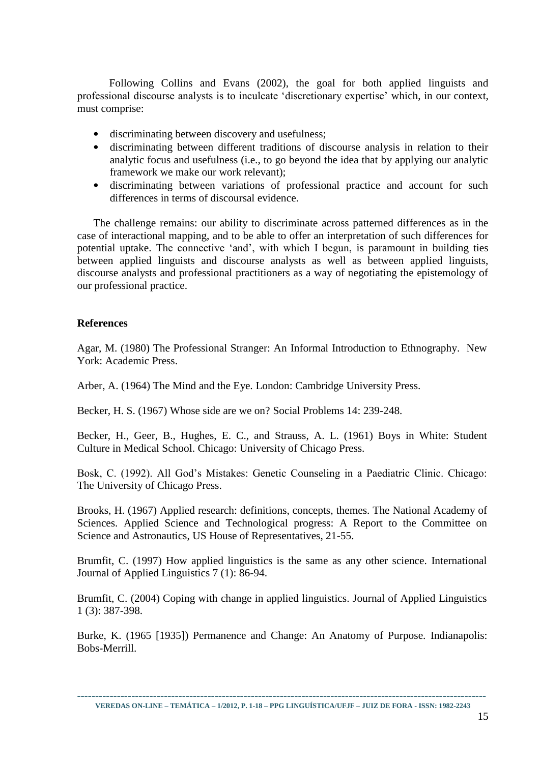Following Collins and Evans (2002), the goal for both applied linguists and professional discourse analysts is to inculcate 'discretionary expertise' which, in our context, must comprise:

- discriminating between discovery and usefulness;
- discriminating between different traditions of discourse analysis in relation to their analytic focus and usefulness (i.e., to go beyond the idea that by applying our analytic framework we make our work relevant);
- discriminating between variations of professional practice and account for such differences in terms of discoursal evidence.

The challenge remains: our ability to discriminate across patterned differences as in the case of interactional mapping, and to be able to offer an interpretation of such differences for potential uptake. The connective 'and', with which I begun, is paramount in building ties between applied linguists and discourse analysts as well as between applied linguists, discourse analysts and professional practitioners as a way of negotiating the epistemology of our professional practice.

**References**

Agar, M. (1980) The Professional Stranger: An Informal Introduction to Ethnography. New York: Academic Press.

Arber, A. (1964) The Mind and the Eye. London: Cambridge University Press.

Becker, H. S. (1967) Whose side are we on? Social Problems 14: 239-248.

Becker, H., Geer, B., Hughes, E. C., and Strauss, A. L. (1961) Boys in White: Student Culture in Medical School. Chicago: University of Chicago Press.

Bosk, C. (1992). All God's Mistakes: Genetic Counseling in a Paediatric Clinic. Chicago: The University of Chicago Press.

Brooks, H. (1967) Applied research: definitions, concepts, themes. The National Academy of Sciences. Applied Science and Technological progress: A Report to the Committee on Science and Astronautics, US House of Representatives, 21-55.

Brumfit, C. (1997) How applied linguistics is the same as any other science. International Journal of Applied Linguistics 7 (1): 86-94.

Brumfit, C. (2004) Coping with change in applied linguistics. Journal of Applied Linguistics 1 (3): 387-398.

Burke, K. (1965 [1935]) Permanence and Change: An Anatomy of Purpose. Indianapolis: Bobs-Merrill.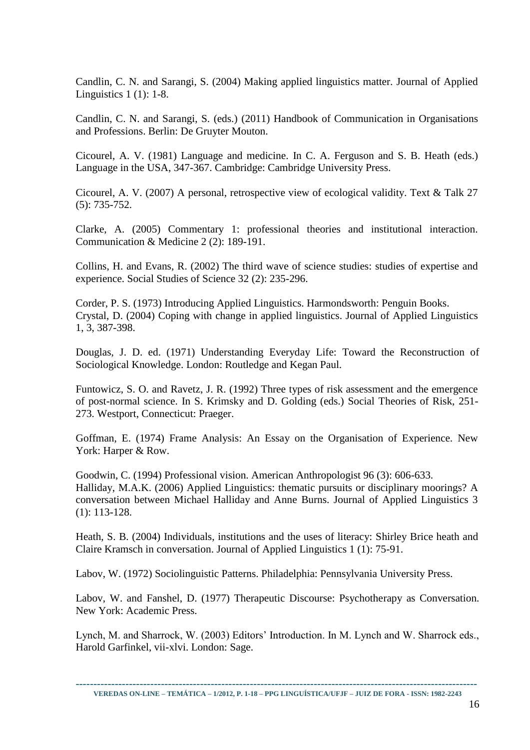Candlin, C. N. and Sarangi, S. (2004) Making applied linguistics matter. Journal of Applied Linguistics 1 (1): 1-8.

Candlin, C. N. and Sarangi, S. (eds.) (2011) Handbook of Communication in Organisations and Professions. Berlin: De Gruyter Mouton.

Cicourel, A. V. (1981) Language and medicine. In C. A. Ferguson and S. B. Heath (eds.) Language in the USA, 347-367. Cambridge: Cambridge University Press.

Cicourel, A. V. (2007) A personal, retrospective view of ecological validity. Text & Talk 27 (5): 735-752.

Clarke, A. (2005) Commentary 1: professional theories and institutional interaction. Communication & Medicine 2 (2): 189-191.

Collins, H. and Evans, R. (2002) The third wave of science studies: studies of expertise and experience. Social Studies of Science 32 (2): 235-296.

Corder, P. S. (1973) Introducing Applied Linguistics. Harmondsworth: Penguin Books.

Crystal, D. (2004) Coping with change in applied linguistics. Journal of Applied Linguistics 1, 3, 387-398.

Douglas, J. D. ed. (1971) Understanding Everyday Life: Toward the Reconstruction of Sociological Knowledge. London: Routledge and Kegan Paul.

Funtowicz, S. O. and Ravetz, J. R. (1992) Three types of risk assessment and the emergence of post-normal science. In S. Krimsky and D. Golding (eds.) Social Theories of Risk, 251-273. Westport, Connecticut: Praeger.

Goffman, E. (1974) Frame Analysis: An Essay on the Organisation of Experience. New York: Harper & Row.

Goodwin, C. (1994) Professional vision. American Anthropologist 96 (3): 606-633.

Halliday, M.A.K. (2006) Applied Linguistics: thematic pursuits or disciplinary moorings? A conversation between Michael Halliday and Anne Burns. Journal of Applied Linguistics 3 (1): 113-128.

Heath, S. B. (2004) Individuals, institutions and the uses of literacy: Shirley Brice heath and Claire Kramsch in conversation. Journal of Applied Linguistics 1 (1): 75-91.

Labov, W. (1972) Sociolinguistic Patterns. Philadelphia: Pennsylvania University Press.

Labov, W. and Fanshel, D. (1977) Therapeutic Discourse: Psychotherapy as Conversation. New York: Academic Press.

Lynch, M. and Sharrock, W. (2003) Editors' Introduction. In M. Lynch and W. Sharrock eds., Harold Garfinkel, vii-xlvi. London: Sage.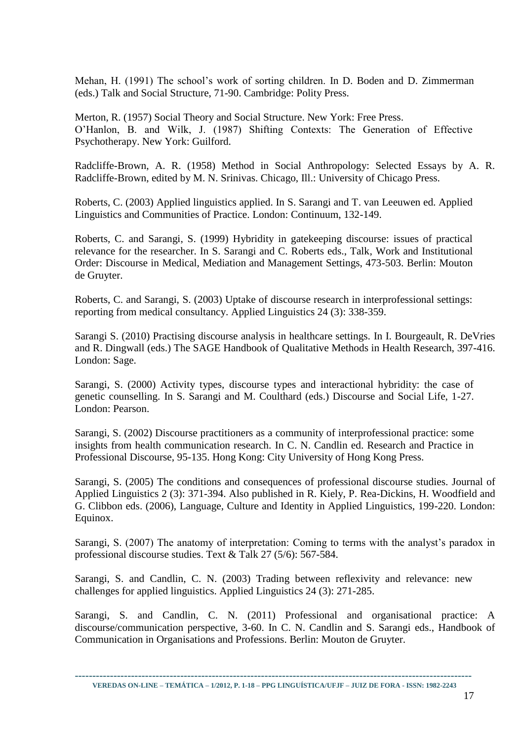Mehan, H. (1991) The school's work of sorting children. In D. Boden and D. Zimmerman (eds.) Talk and Social Structure, 71-90. Cambridge: Polity Press.

Merton, R. (1957) Social Theory and Social Structure. New York: Free Press.
O'Hanlon, B. and Wilk, J. (1987) Shifting Contexts: The Generation of Effective Psychotherapy. New York: Guilford.

Radcliffe-Brown, A. R. (1958) Method in Social Anthropology: Selected Essays by A. R. Radcliffe-Brown, edited by M. N. Srinivas. Chicago, Ill.: University of Chicago Press.

Roberts, C. (2003) Applied linguistics applied. In S. Sarangi and T. van Leeuwen ed. Applied Linguistics and Communities of Practice. London: Continuum, 132-149.

Roberts, C. and Sarangi, S. (1999) Hybridity in gatekeeping discourse: issues of practical relevance for the researcher. In S. Sarangi and C. Roberts eds., Talk, Work and Institutional Order: Discourse in Medical, Mediation and Management Settings, 473-503. Berlin: Mouton de Gruyter.

Roberts, C. and Sarangi, S. (2003) Uptake of discourse research in interprofessional settings: reporting from medical consultancy. Applied Linguistics 24 (3): 338-359.

Sarangi S. (2010) Practising discourse analysis in healthcare settings. In I. Bourgeault, R. DeVries and R. Dingwall (eds.) The SAGE Handbook of Qualitative Methods in Health Research, 397-416. London: Sage.

Sarangi, S. (2000) Activity types, discourse types and interactional hybridity: the case of genetic counselling. In S. Sarangi and M. Coulthard (eds.) Discourse and Social Life, 1-27. London: Pearson.

Sarangi, S. (2002) Discourse practitioners as a community of interprofessional practice: some insights from health communication research. In C. N. Candlin ed. Research and Practice in Professional Discourse, 95-135. Hong Kong: City University of Hong Kong Press.

Sarangi, S. (2005) The conditions and consequences of professional discourse studies. Journal of Applied Linguistics 2 (3): 371-394. Also published in R. Kiely, P. Rea-Dickins, H. Woodfield and G. Clibbon eds. (2006), Language, Culture and Identity in Applied Linguistics, 199-220. London: Equinox.

Sarangi, S. (2007) The anatomy of interpretation: Coming to terms with the analyst's paradox in professional discourse studies. Text & Talk 27 (5/6): 567-584.

Sarangi, S. and Candlin, C. N. (2003) Trading between reflexivity and relevance: new challenges for applied linguistics. Applied Linguistics 24 (3): 271-285.

Sarangi, S. and Candlin, C. N. (2011) Professional and organisational practice: A discourse/communication perspective, 3-60. In C. N. Candlin and S. Sarangi eds., Handbook of Communication in Organisations and Professions. Berlin: Mouton de Gruyter.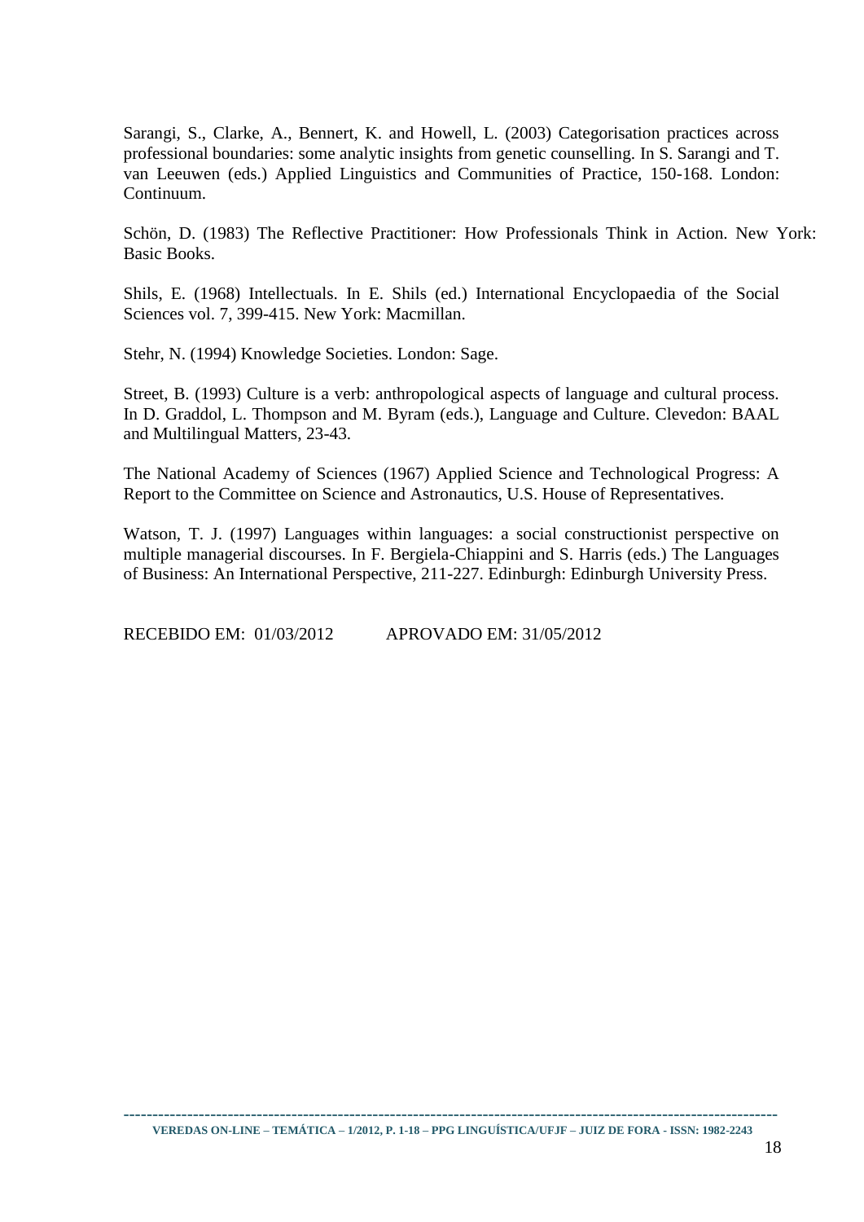Sarangi, S., Clarke, A., Bennert, K. and Howell, L. (2003) Categorisation practices across professional boundaries: some analytic insights from genetic counselling. In S. Sarangi and T. van Leeuwen (eds.) Applied Linguistics and Communities of Practice, 150-168. London: Continuum.

Schön, D. (1983) The Reflective Practitioner: How Professionals Think in Action. New York: Basic Books.

Shils, E. (1968) Intellectuals. In E. Shils (ed.) International Encyclopaedia of the Social Sciences vol. 7, 399-415. New York: Macmillan.

Stehr, N. (1994) Knowledge Societies. London: Sage.

Street, B. (1993) Culture is a verb: anthropological aspects of language and cultural process. In D. Graddol, L. Thompson and M. Byram (eds.), Language and Culture. Clevedon: BAAL and Multilingual Matters, 23-43.

The National Academy of Sciences (1967) Applied Science and Technological Progress: A Report to the Committee on Science and Astronautics, U.S. House of Representatives.

Watson, T. J. (1997) Languages within languages: a social constructionist perspective on multiple managerial discourses. In F. Bergiela-Chiappini and S. Harris (eds.) The Languages of Business: An International Perspective, 211-227. Edinburgh: Edinburgh University Press.

RECEBIDO EM: 01/03/2012 APROVADO EM: 31/05/2012